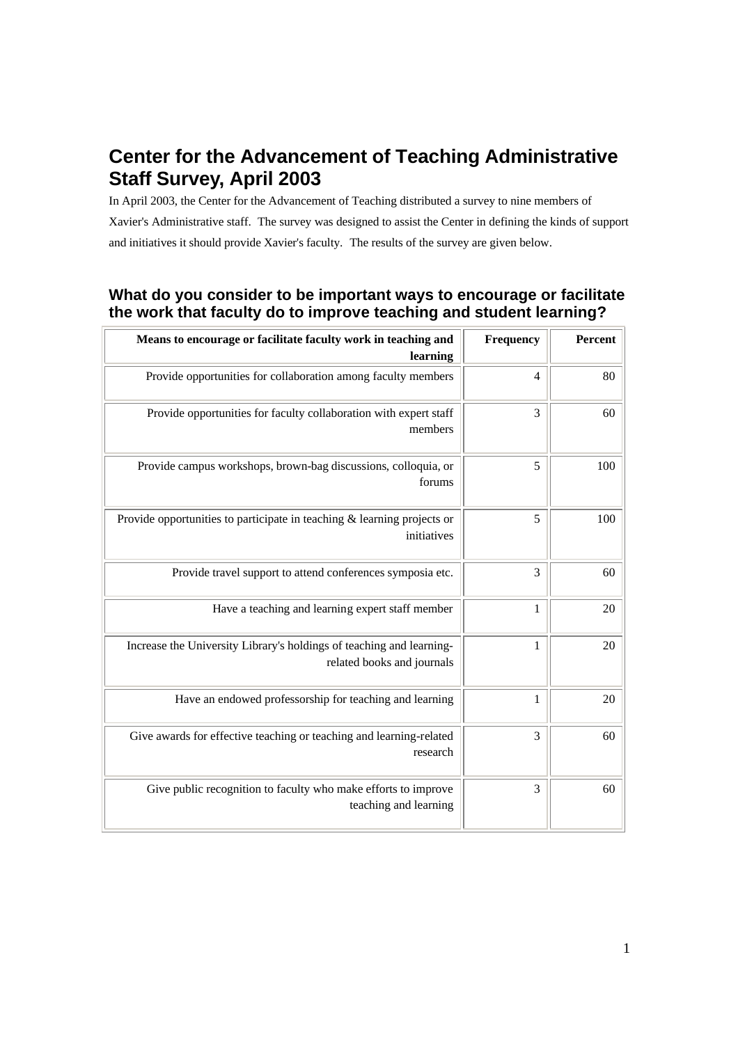# Center for the Advancement of Teaching Administrative Staff Survey, April 2003

In April 2003, the Center for the Advancement of Teaching distributed a survey to nine members of Xavier's Administrative staff. The survey was designed to assist the Center in defining the kinds of support and initiatives it should provide Xavier's faculty. The results of the survey are given below.

## What do you consider to be important ways to encourage or facilitate the work that faculty do to improve teaching and student learning?

| Means to encourage or facilitate faculty work in teaching and learning | Frequency | Percent |
|---|---|---|
| Provide opportunities for collaboration among faculty members | 4 | 80 |
| Provide opportunities for faculty collaboration with expert staff members | 3 | 60 |
| Provide campus workshops, brown-bag discussions, colloquia, or forums | 5 | 100 |
| Provide opportunities to participate in teaching & learning projects or initiatives | 5 | 100 |
| Provide travel support to attend conferences symposia etc. | 3 | 60 |
| Have a teaching and learning expert staff member | 1 | 20 |
| Increase the University Library's holdings of teaching and learning-related books and journals | 1 | 20 |
| Have an endowed professorship for teaching and learning | 1 | 20 |
| Give awards for effective teaching or teaching and learning-related research | 3 | 60 |
| Give public recognition to faculty who make efforts to improve teaching and learning | 3 | 60 |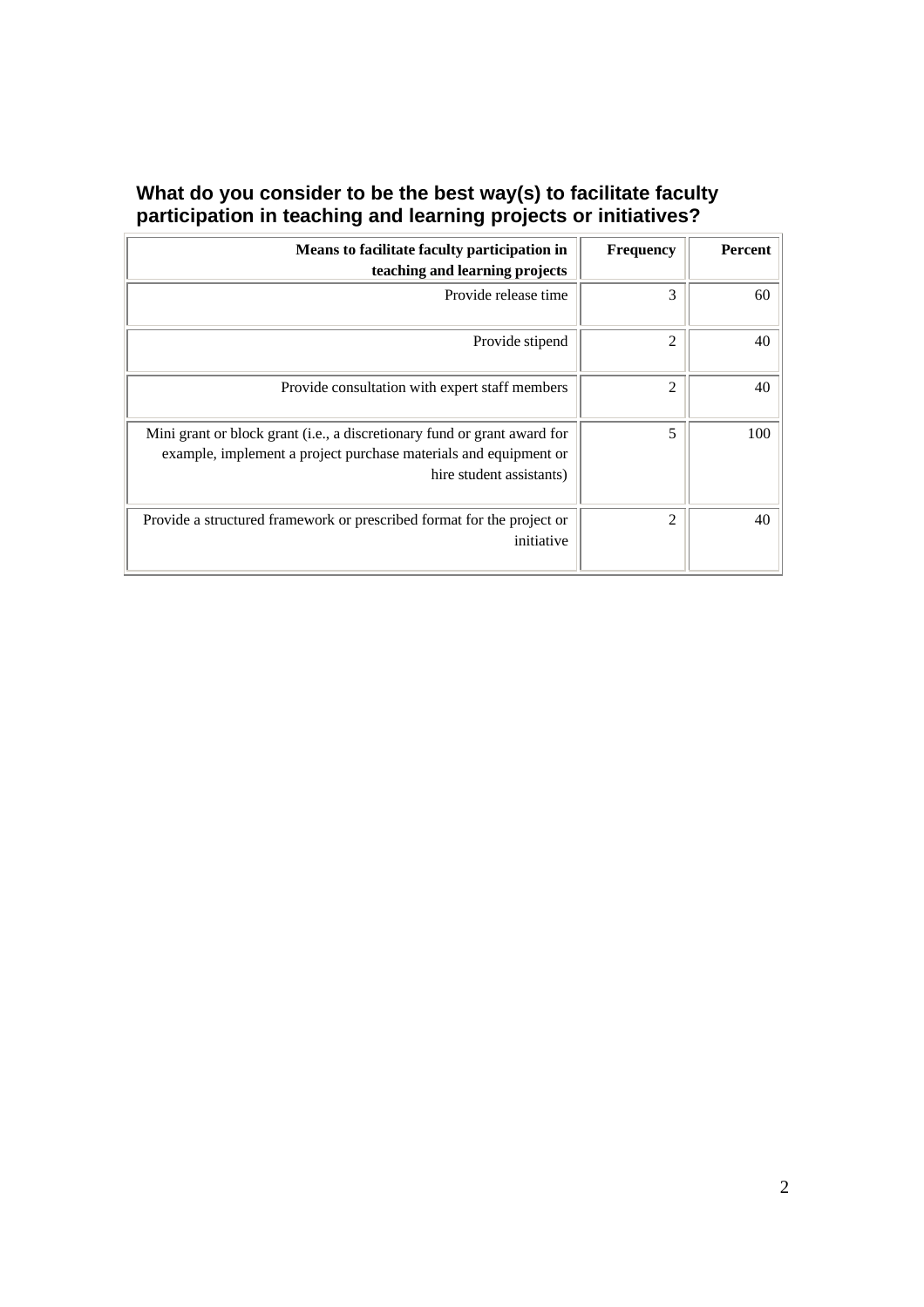### What do you consider to be the best way(s) to facilitate faculty participation in teaching and learning projects or initiatives?

| Means to facilitate faculty participation in teaching and learning projects | Frequency | Percent |
|---|---|---|
| Provide release time | 3 | 60 |
| Provide stipend | 2 | 40 |
| Provide consultation with expert staff members | 2 | 40 |
| Mini grant or block grant (i.e., a discretionary fund or grant award for example, implement a project purchase materials and equipment or hire student assistants) | 5 | 100 |
| Provide a structured framework or prescribed format for the project or initiative | 2 | 40 |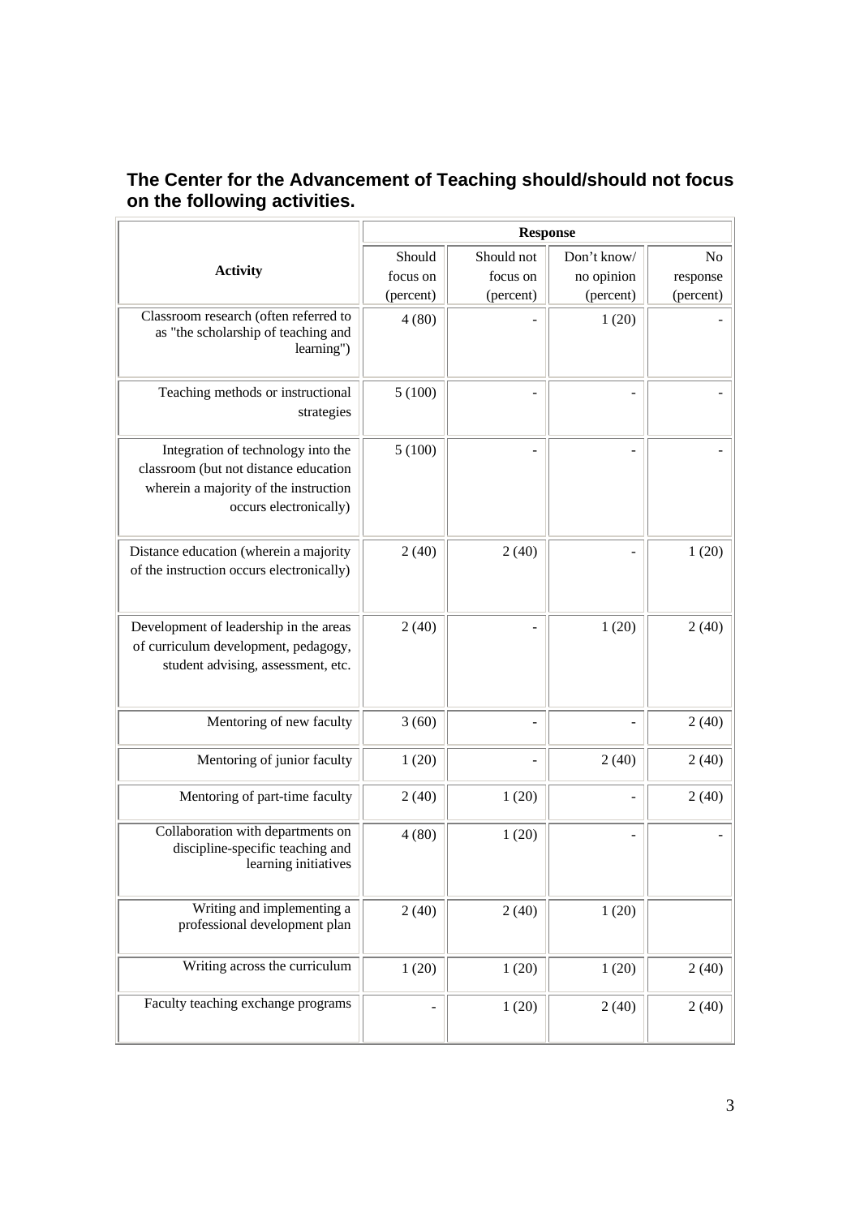### The Center for the Advancement of Teaching should/should not focus on the following activities.

| Activity | Response | | | |
|---|---|---|---|---|
| | Should focus on (percent) | Should not focus on (percent) | Don't know/ no opinion (percent) | No response (percent) |
| Classroom research (often referred to as "the scholarship of teaching and learning") | 4 (80) | - | 1 (20) | - |
| Teaching methods or instructional strategies | 5 (100) | - | - | - |
| Integration of technology into the classroom (but not distance education wherein a majority of the instruction occurs electronically) | 5 (100) | - | - | - |
| Distance education (wherein a majority of the instruction occurs electronically) | 2 (40) | 2 (40) | - | 1 (20) |
| Development of leadership in the areas of curriculum development, pedagogy, student advising, assessment, etc. | 2 (40) | - | 1 (20) | 2 (40) |
| Mentoring of new faculty | 3 (60) | - | - | 2 (40) |
| Mentoring of junior faculty | 1 (20) | - | 2 (40) | 2 (40) |
| Mentoring of part-time faculty | 2 (40) | 1 (20) | - | 2 (40) |
| Collaboration with departments on discipline-specific teaching and learning initiatives | 4 (80) | 1 (20) | - | - |
| Writing and implementing a professional development plan | 2 (40) | 2 (40) | 1 (20) | |
| Writing across the curriculum | 1 (20) | 1 (20) | 1 (20) | 2 (40) |
| Faculty teaching exchange programs | - | 1 (20) | 2 (40) | 2 (40) |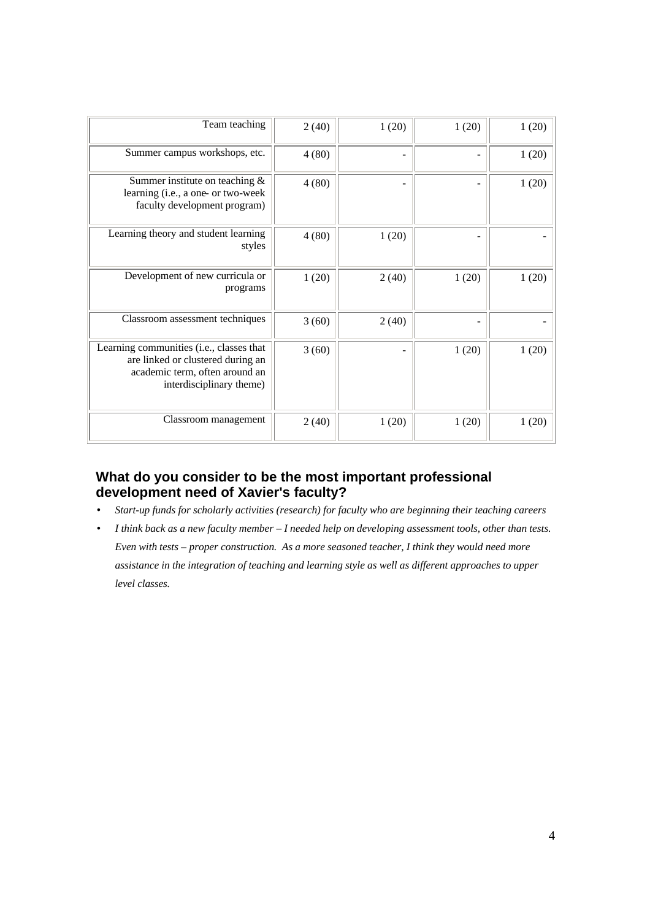| | | | | |
|---|---|---|---|---|
| Team teaching | 2 (40) | 1 (20) | 1 (20) | 1 (20) |
| Summer campus workshops, etc. | 4 (80) | - | - | 1 (20) |
| Summer institute on teaching & learning (i.e., a one- or two-week faculty development program) | 4 (80) | - | - | 1 (20) |
| Learning theory and student learning styles | 4 (80) | 1 (20) | - | - |
| Development of new curricula or programs | 1 (20) | 2 (40) | 1 (20) | 1 (20) |
| Classroom assessment techniques | 3 (60) | 2 (40) | - | - |
| Learning communities (i.e., classes that are linked or clustered during an academic term, often around an interdisciplinary theme) | 3 (60) | - | 1 (20) | 1 (20) |
| Classroom management | 2 (40) | 1 (20) | 1 (20) | 1 (20) |

### What do you consider to be the most important professional development need of Xavier's faculty?

- *Start-up funds for scholarly activities (research) for faculty who are beginning their teaching careers*
- *I think back as a new faculty member – I needed help on developing assessment tools, other than tests. Even with tests – proper construction. As a more seasoned teacher, I think they would need more assistance in the integration of teaching and learning style as well as different approaches to upper level classes.*